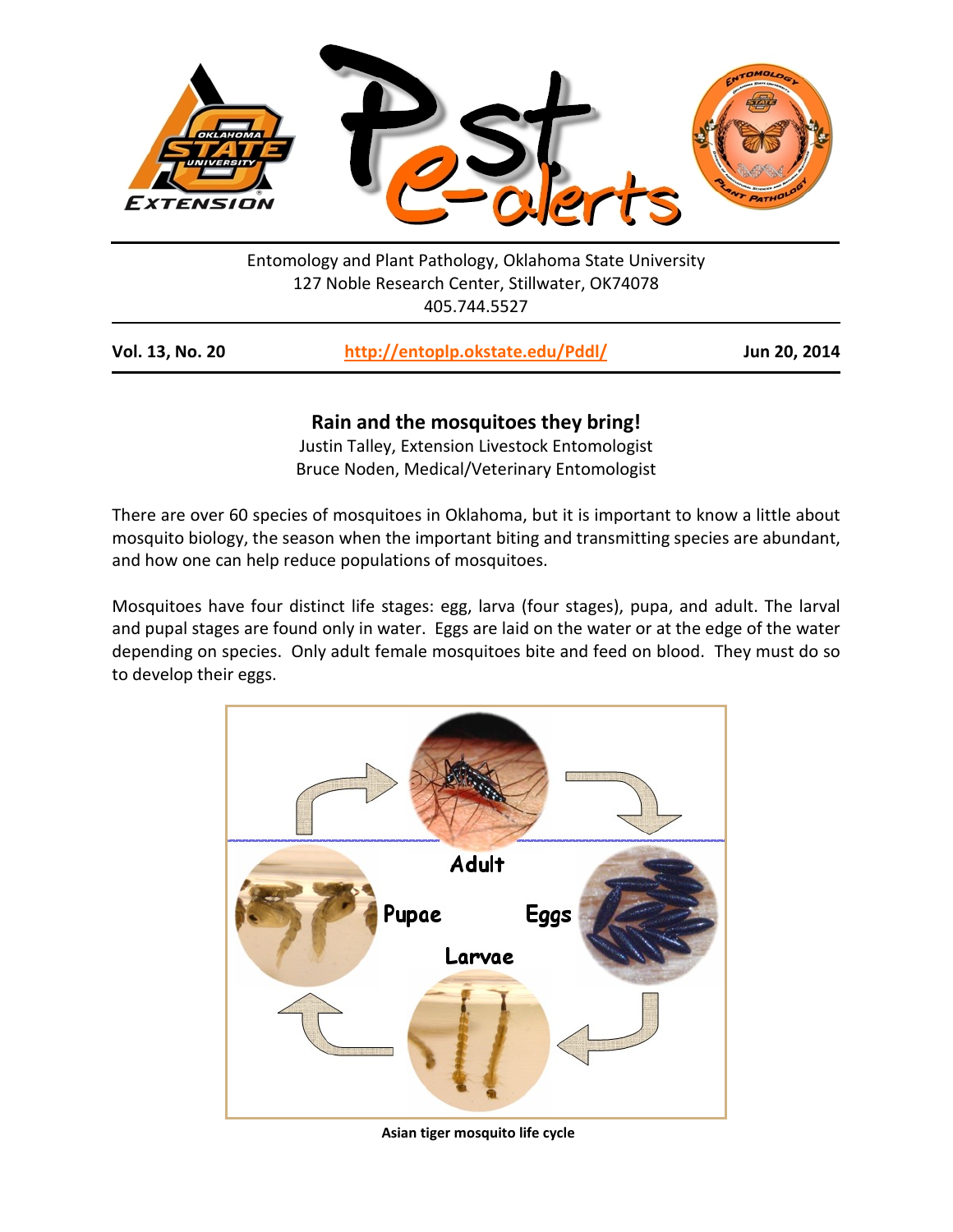Entomology and Plant Pathology, Oklahoma State University
127 Noble Research Center, Stillwater, OK74078
405.744.5527

**Vol. 13, No. 20** | **http://entoplp.okstate.edu/Pddl/** | **Jun 20, 2014**

## Rain and the mosquitoes they bring!

Justin Talley, Extension Livestock Entomologist
Bruce Noden, Medical/Veterinary Entomologist

There are over 60 species of mosquitoes in Oklahoma, but it is important to know a little about mosquito biology, the season when the important biting and transmitting species are abundant, and how one can help reduce populations of mosquitoes.

Mosquitoes have four distinct life stages: egg, larva (four stages), pupa, and adult. The larval and pupal stages are found only in water. Eggs are laid on the water or at the edge of the water depending on species. Only adult female mosquitoes bite and feed on blood. They must do so to develop their eggs.

**Asian tiger mosquito life cycle**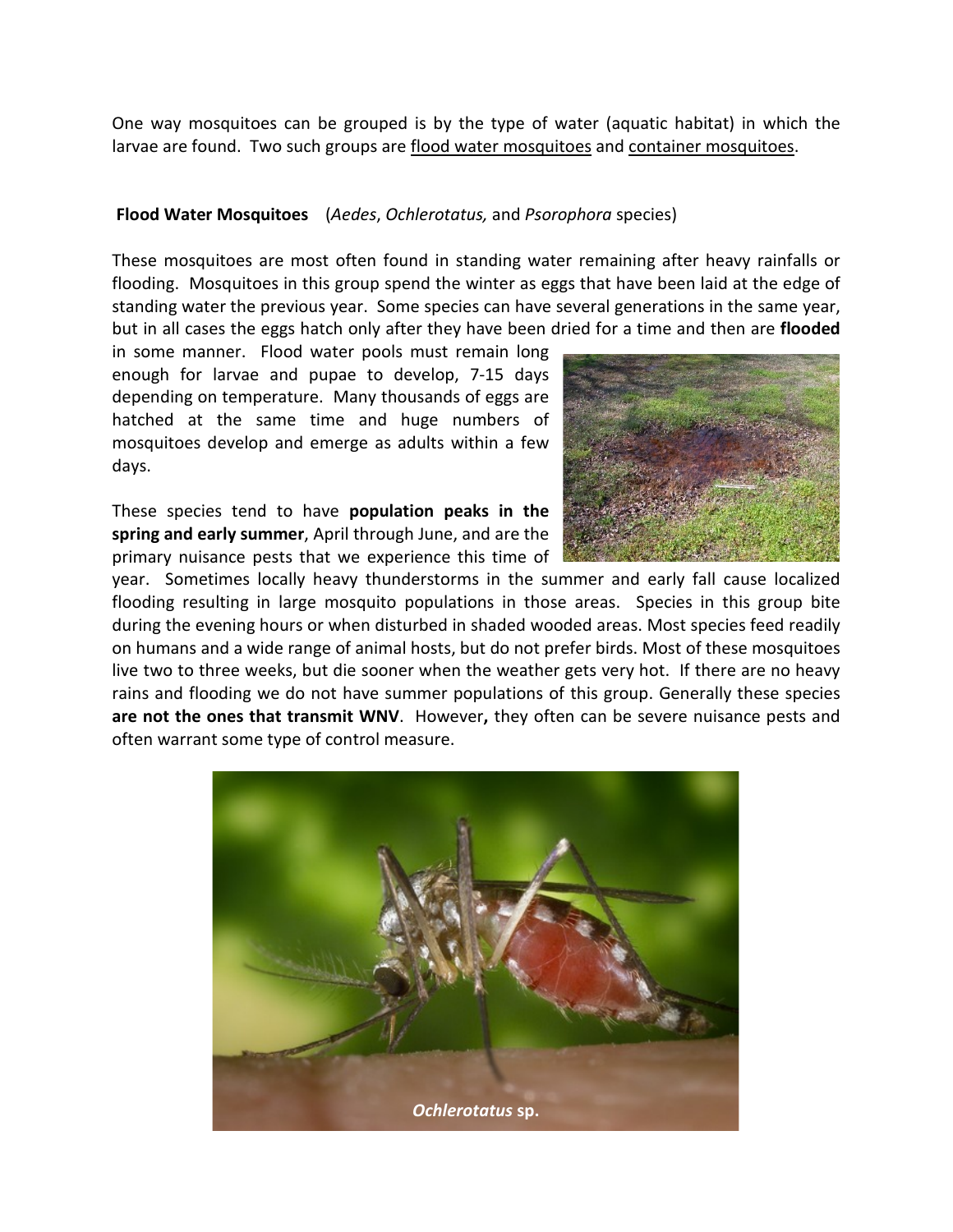One way mosquitoes can be grouped is by the type of water (aquatic habitat) in which the larvae are found. Two such groups are flood water mosquitoes and container mosquitoes.

**Flood Water Mosquitoes** (*Aedes*, *Ochlerotatus,* and *Psorophora* species)

These mosquitoes are most often found in standing water remaining after heavy rainfalls or flooding. Mosquitoes in this group spend the winter as eggs that have been laid at the edge of standing water the previous year. Some species can have several generations in the same year, but in all cases the eggs hatch only after they have been dried for a time and then are **flooded** in some manner. Flood water pools must remain long enough for larvae and pupae to develop, 7-15 days depending on temperature. Many thousands of eggs are hatched at the same time and huge numbers of mosquitoes develop and emerge as adults within a few days.

These species tend to have **population peaks in the spring and early summer**, April through June, and are the primary nuisance pests that we experience this time of year. Sometimes locally heavy thunderstorms in the summer and early fall cause localized flooding resulting in large mosquito populations in those areas. Species in this group bite during the evening hours or when disturbed in shaded wooded areas. Most species feed readily on humans and a wide range of animal hosts, but do not prefer birds. Most of these mosquitoes live two to three weeks, but die sooner when the weather gets very hot. If there are no heavy rains and flooding we do not have summer populations of this group. Generally these species **are not the ones that transmit WNV**. However**,** they often can be severe nuisance pests and often warrant some type of control measure.

***Ochlerotatus* sp.**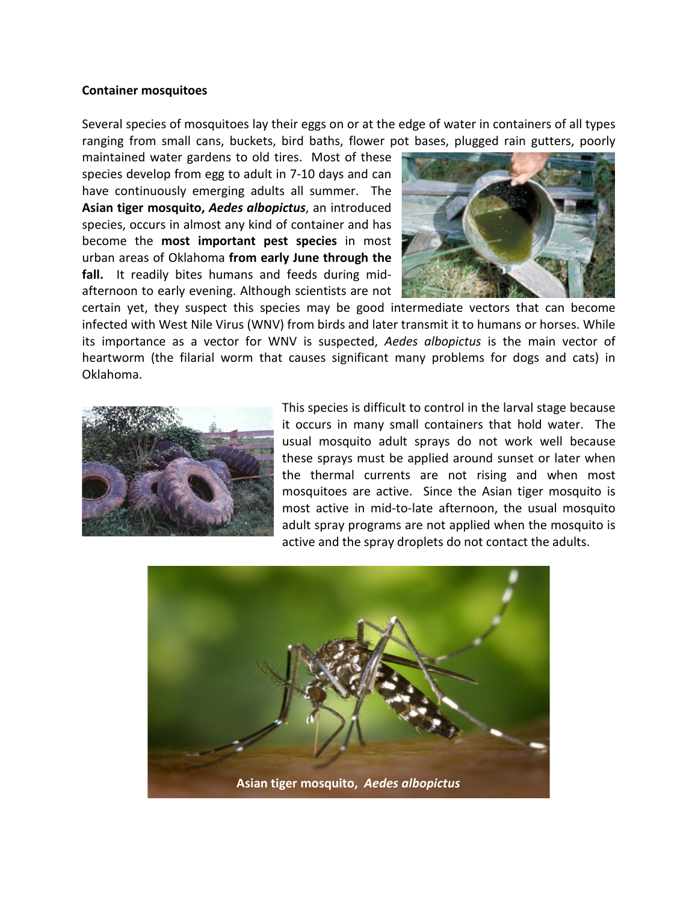**Container mosquitoes**

Several species of mosquitoes lay their eggs on or at the edge of water in containers of all types ranging from small cans, buckets, bird baths, flower pot bases, plugged rain gutters, poorly maintained water gardens to old tires. Most of these species develop from egg to adult in 7-10 days and can have continuously emerging adults all summer. The **Asian tiger mosquito, *Aedes albopictus***, an introduced species, occurs in almost any kind of container and has become the **most important pest species** in most urban areas of Oklahoma **from early June through the fall.** It readily bites humans and feeds during mid-afternoon to early evening. Although scientists are not certain yet, they suspect this species may be good intermediate vectors that can become infected with West Nile Virus (WNV) from birds and later transmit it to humans or horses. While its importance as a vector for WNV is suspected, *Aedes albopictus* is the main vector of heartworm (the filarial worm that causes significant many problems for dogs and cats) in Oklahoma.

This species is difficult to control in the larval stage because it occurs in many small containers that hold water. The usual mosquito adult sprays do not work well because these sprays must be applied around sunset or later when the thermal currents are not rising and when most mosquitoes are active. Since the Asian tiger mosquito is most active in mid-to-late afternoon, the usual mosquito adult spray programs are not applied when the mosquito is active and the spray droplets do not contact the adults.

**Asian tiger mosquito, *Aedes albopictus***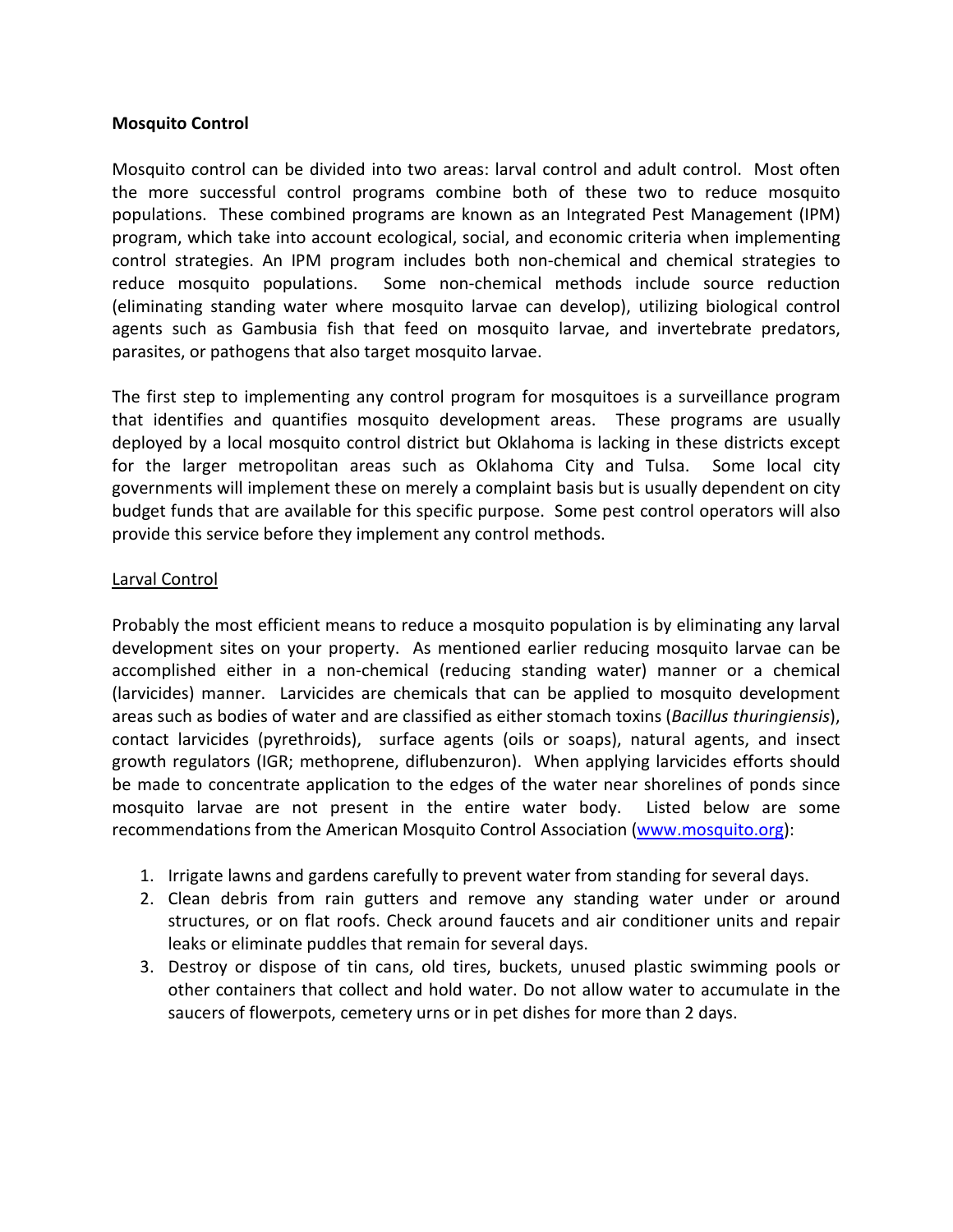**Mosquito Control**

Mosquito control can be divided into two areas: larval control and adult control. Most often the more successful control programs combine both of these two to reduce mosquito populations. These combined programs are known as an Integrated Pest Management (IPM) program, which take into account ecological, social, and economic criteria when implementing control strategies. An IPM program includes both non-chemical and chemical strategies to reduce mosquito populations. Some non-chemical methods include source reduction (eliminating standing water where mosquito larvae can develop), utilizing biological control agents such as Gambusia fish that feed on mosquito larvae, and invertebrate predators, parasites, or pathogens that also target mosquito larvae.

The first step to implementing any control program for mosquitoes is a surveillance program that identifies and quantifies mosquito development areas. These programs are usually deployed by a local mosquito control district but Oklahoma is lacking in these districts except for the larger metropolitan areas such as Oklahoma City and Tulsa. Some local city governments will implement these on merely a complaint basis but is usually dependent on city budget funds that are available for this specific purpose. Some pest control operators will also provide this service before they implement any control methods.

Larval Control

Probably the most efficient means to reduce a mosquito population is by eliminating any larval development sites on your property. As mentioned earlier reducing mosquito larvae can be accomplished either in a non-chemical (reducing standing water) manner or a chemical (larvicides) manner. Larvicides are chemicals that can be applied to mosquito development areas such as bodies of water and are classified as either stomach toxins (*Bacillus thuringiensis*), contact larvicides (pyrethroids), surface agents (oils or soaps), natural agents, and insect growth regulators (IGR; methoprene, diflubenzuron). When applying larvicides efforts should be made to concentrate application to the edges of the water near shorelines of ponds since mosquito larvae are not present in the entire water body. Listed below are some recommendations from the American Mosquito Control Association (www.mosquito.org):

1. Irrigate lawns and gardens carefully to prevent water from standing for several days.
2. Clean debris from rain gutters and remove any standing water under or around structures, or on flat roofs. Check around faucets and air conditioner units and repair leaks or eliminate puddles that remain for several days.
3. Destroy or dispose of tin cans, old tires, buckets, unused plastic swimming pools or other containers that collect and hold water. Do not allow water to accumulate in the saucers of flowerpots, cemetery urns or in pet dishes for more than 2 days.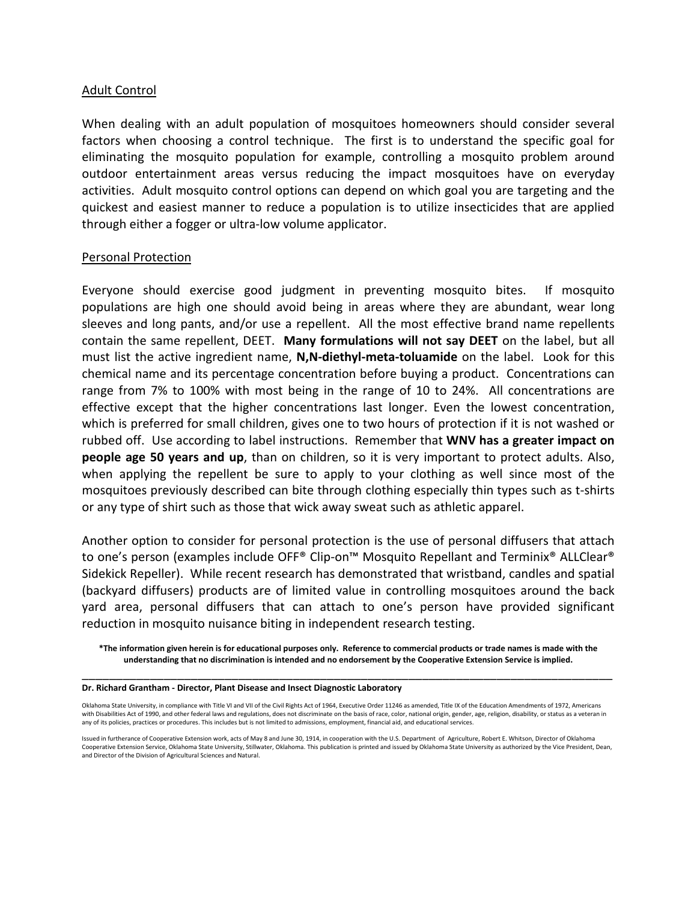## Adult Control

When dealing with an adult population of mosquitoes homeowners should consider several factors when choosing a control technique. The first is to understand the specific goal for eliminating the mosquito population for example, controlling a mosquito problem around outdoor entertainment areas versus reducing the impact mosquitoes have on everyday activities. Adult mosquito control options can depend on which goal you are targeting and the quickest and easiest manner to reduce a population is to utilize insecticides that are applied through either a fogger or ultra-low volume applicator.

## Personal Protection

Everyone should exercise good judgment in preventing mosquito bites. If mosquito populations are high one should avoid being in areas where they are abundant, wear long sleeves and long pants, and/or use a repellent. All the most effective brand name repellents contain the same repellent, DEET. **Many formulations will not say DEET** on the label, but all must list the active ingredient name, **N,N-diethyl-meta-toluamide** on the label. Look for this chemical name and its percentage concentration before buying a product. Concentrations can range from 7% to 100% with most being in the range of 10 to 24%. All concentrations are effective except that the higher concentrations last longer. Even the lowest concentration, which is preferred for small children, gives one to two hours of protection if it is not washed or rubbed off. Use according to label instructions. Remember that **WNV has a greater impact on people age 50 years and up**, than on children, so it is very important to protect adults. Also, when applying the repellent be sure to apply to your clothing as well since most of the mosquitoes previously described can bite through clothing especially thin types such as t-shirts or any type of shirt such as those that wick away sweat such as athletic apparel.

Another option to consider for personal protection is the use of personal diffusers that attach to one's person (examples include OFF® Clip-on™ Mosquito Repellant and Terminix® ALLClear® Sidekick Repeller). While recent research has demonstrated that wristband, candles and spatial (backyard diffusers) products are of limited value in controlling mosquitoes around the back yard area, personal diffusers that can attach to one's person have provided significant reduction in mosquito nuisance biting in independent research testing.

**\*The information given herein is for educational purposes only. Reference to commercial products or trade names is made with the understanding that no discrimination is intended and no endorsement by the Cooperative Extension Service is implied.**

---

**Dr. Richard Grantham - Director, Plant Disease and Insect Diagnostic Laboratory**

Oklahoma State University, in compliance with Title VI and VII of the Civil Rights Act of 1964, Executive Order 11246 as amended, Title IX of the Education Amendments of 1972, Americans with Disabilities Act of 1990, and other federal laws and regulations, does not discriminate on the basis of race, color, national origin, gender, age, religion, disability, or status as a veteran in any of its policies, practices or procedures. This includes but is not limited to admissions, employment, financial aid, and educational services.

Issued in furtherance of Cooperative Extension work, acts of May 8 and June 30, 1914, in cooperation with the U.S. Department of Agriculture, Robert E. Whitson, Director of Oklahoma Cooperative Extension Service, Oklahoma State University, Stillwater, Oklahoma. This publication is printed and issued by Oklahoma State University as authorized by the Vice President, Dean, and Director of the Division of Agricultural Sciences and Natural.